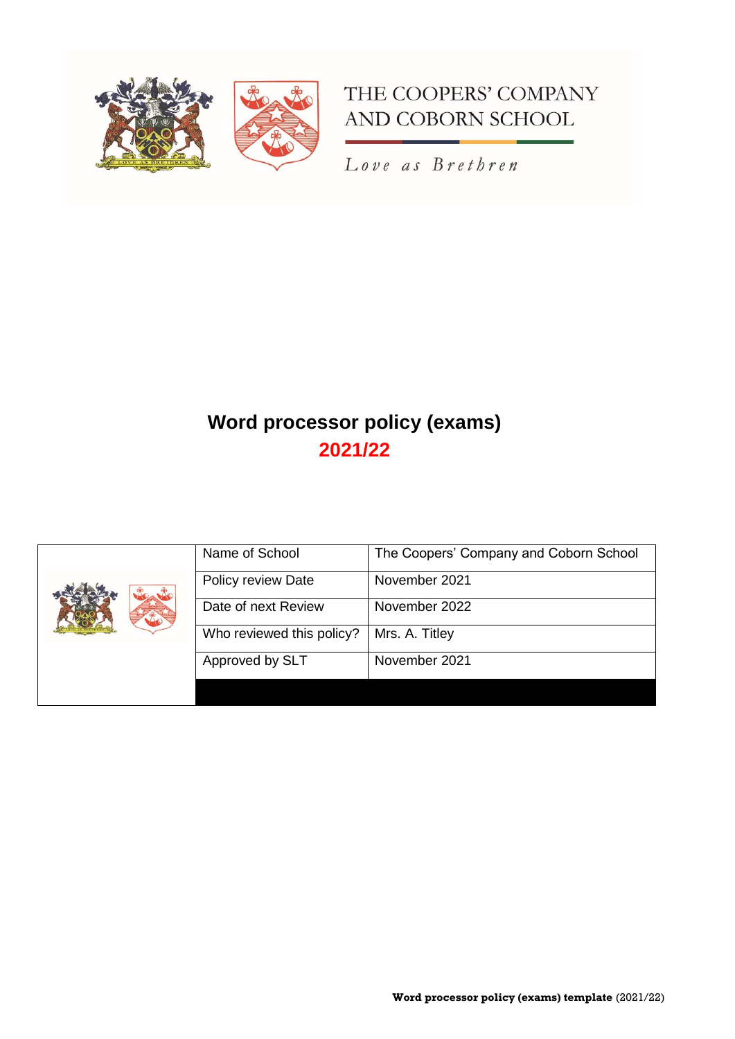THE COOPERS' COMPANY AND COBORN SCHOOL

*Love as Brethren*

# Word processor policy (exams)

## 2021/22

| | | |
|---|---|---|
| | Name of School | The Coopers' Company and Coborn School |
| | Policy review Date | November 2021 |
| | Date of next Review | November 2022 |
| | Who reviewed this policy? | Mrs. A. Titley |
| | Approved by SLT | November 2021 |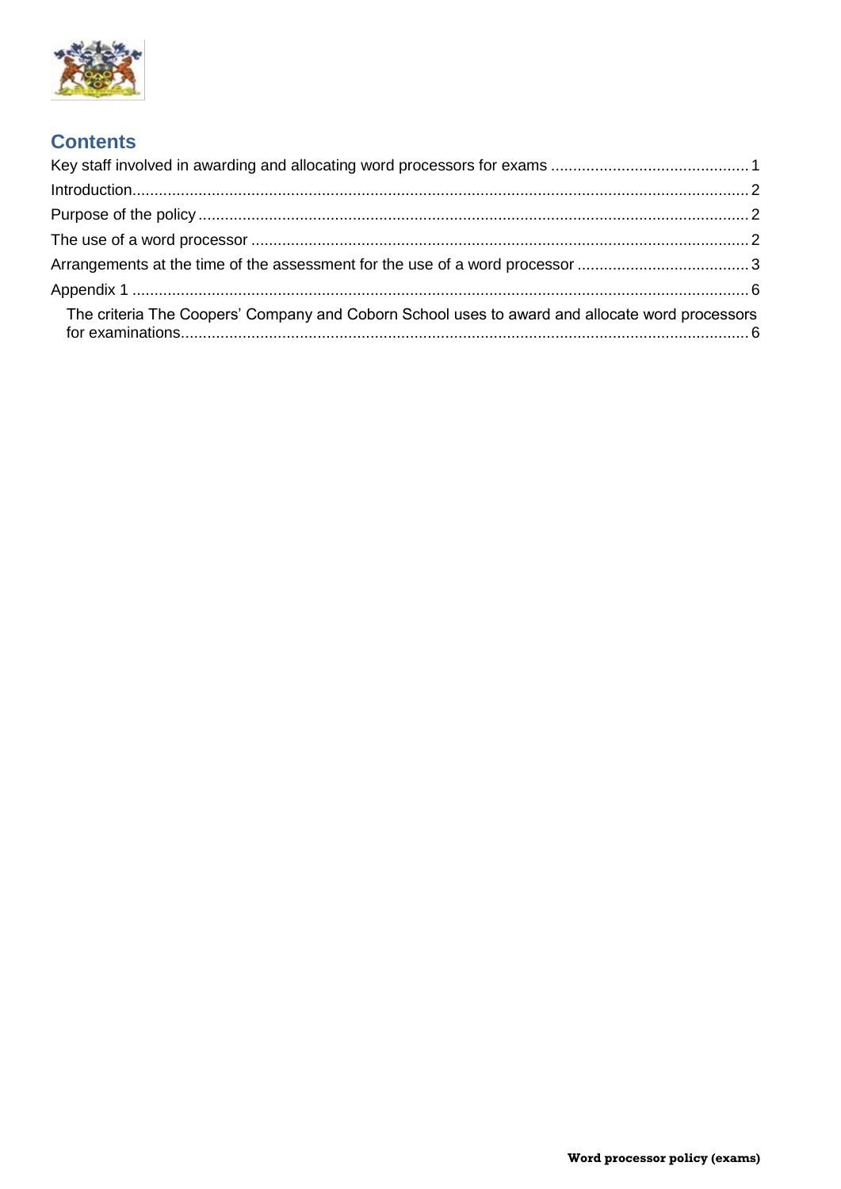## Contents

Key staff involved in awarding and allocating word processors for exams ............................................. 1

Introduction.......................................................................................................................................... 2

Purpose of the policy ............................................................................................................................ 2

The use of a word processor ................................................................................................................ 2

Arrangements at the time of the assessment for the use of a word processor ....................................... 3

Appendix 1 ........................................................................................................................................... 6

- The criteria The Coopers' Company and Coborn School uses to award and allocate word processors for examinations................................................................................................................................. 6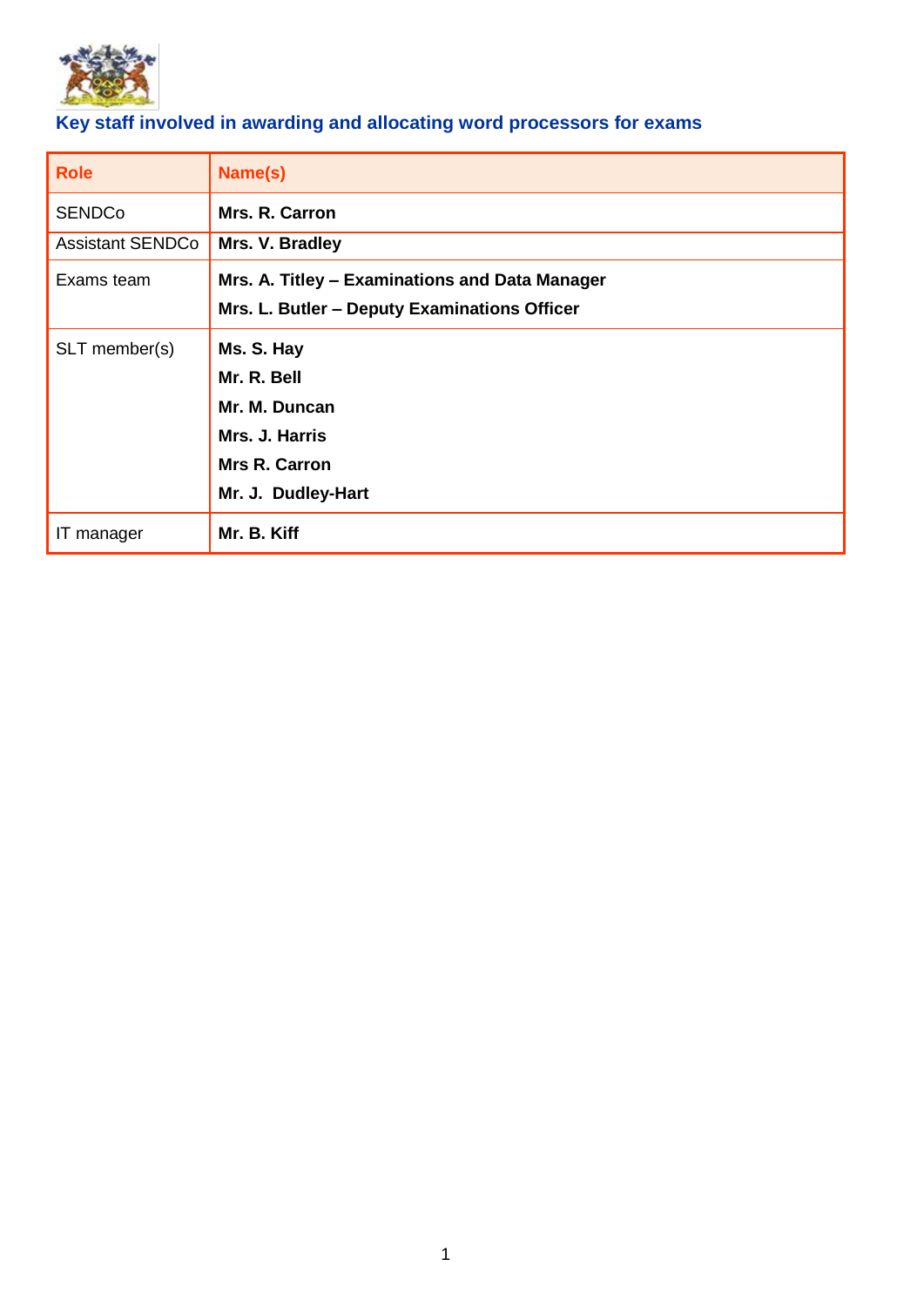## Key staff involved in awarding and allocating word processors for exams

| Role | Name(s) |
|---|---|
| SENDCo | **Mrs. R. Carron** |
| Assistant SENDCo | **Mrs. V. Bradley** |
| Exams team | **Mrs. A. Titley – Examinations and Data Manager**<br>**Mrs. L. Butler – Deputy Examinations Officer** |
| SLT member(s) | **Ms. S. Hay**<br>**Mr. R. Bell**<br>**Mr. M. Duncan**<br>**Mrs. J. Harris**<br>**Mrs R. Carron**<br>**Mr. J. Dudley-Hart** |
| IT manager | **Mr. B. Kiff** |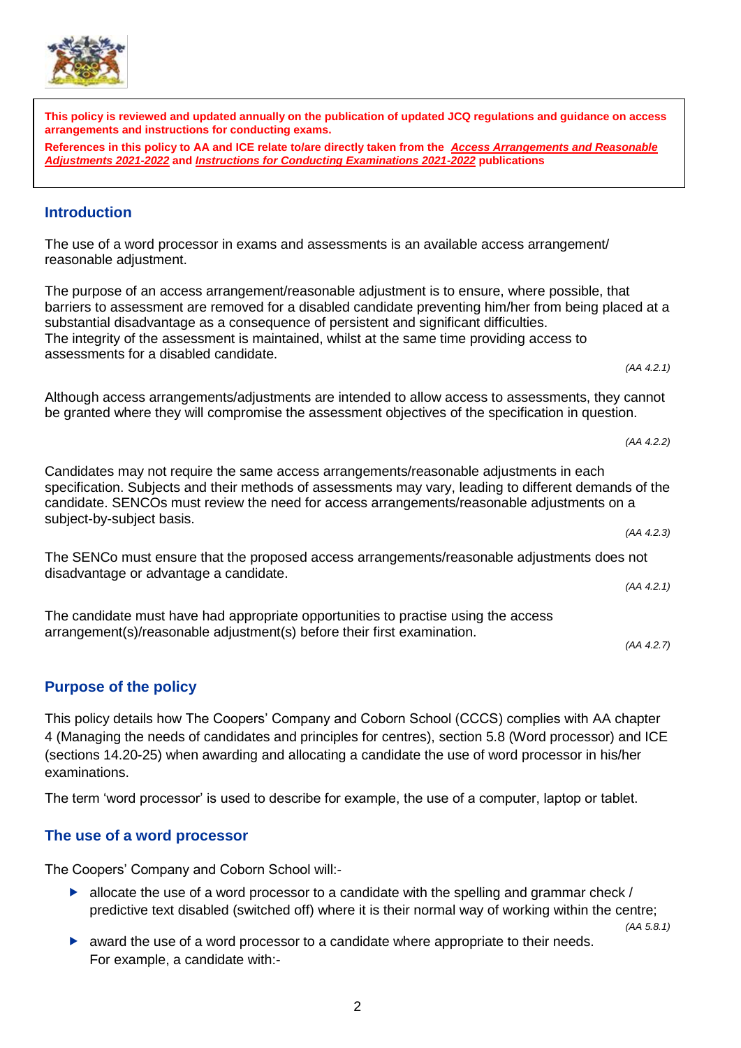**This policy is reviewed and updated annually on the publication of updated JCQ regulations and guidance on access arrangements and instructions for conducting exams.**

**References in this policy to AA and ICE relate to/are directly taken from the *Access Arrangements and Reasonable Adjustments 2021-2022* and *Instructions for Conducting Examinations 2021-2022* publications**

## Introduction

The use of a word processor in exams and assessments is an available access arrangement/ reasonable adjustment.

The purpose of an access arrangement/reasonable adjustment is to ensure, where possible, that barriers to assessment are removed for a disabled candidate preventing him/her from being placed at a substantial disadvantage as a consequence of persistent and significant difficulties.
The integrity of the assessment is maintained, whilst at the same time providing access to assessments for a disabled candidate.

*(AA 4.2.1)*

Although access arrangements/adjustments are intended to allow access to assessments, they cannot be granted where they will compromise the assessment objectives of the specification in question.

*(AA 4.2.2)*

Candidates may not require the same access arrangements/reasonable adjustments in each specification. Subjects and their methods of assessments may vary, leading to different demands of the candidate. SENCOs must review the need for access arrangements/reasonable adjustments on a subject-by-subject basis.

*(AA 4.2.3)*

The SENCo must ensure that the proposed access arrangements/reasonable adjustments does not disadvantage or advantage a candidate.

*(AA 4.2.1)*

The candidate must have had appropriate opportunities to practise using the access arrangement(s)/reasonable adjustment(s) before their first examination.

*(AA 4.2.7)*

## Purpose of the policy

This policy details how The Coopers' Company and Coborn School (CCCS) complies with AA chapter 4 (Managing the needs of candidates and principles for centres), section 5.8 (Word processor) and ICE (sections 14.20-25) when awarding and allocating a candidate the use of word processor in his/her examinations.

The term 'word processor' is used to describe for example, the use of a computer, laptop or tablet.

## The use of a word processor

The Coopers' Company and Coborn School will:-

- allocate the use of a word processor to a candidate with the spelling and grammar check / predictive text disabled (switched off) where it is their normal way of working within the centre; *(AA 5.8.1)*
- award the use of a word processor to a candidate where appropriate to their needs. For example, a candidate with:-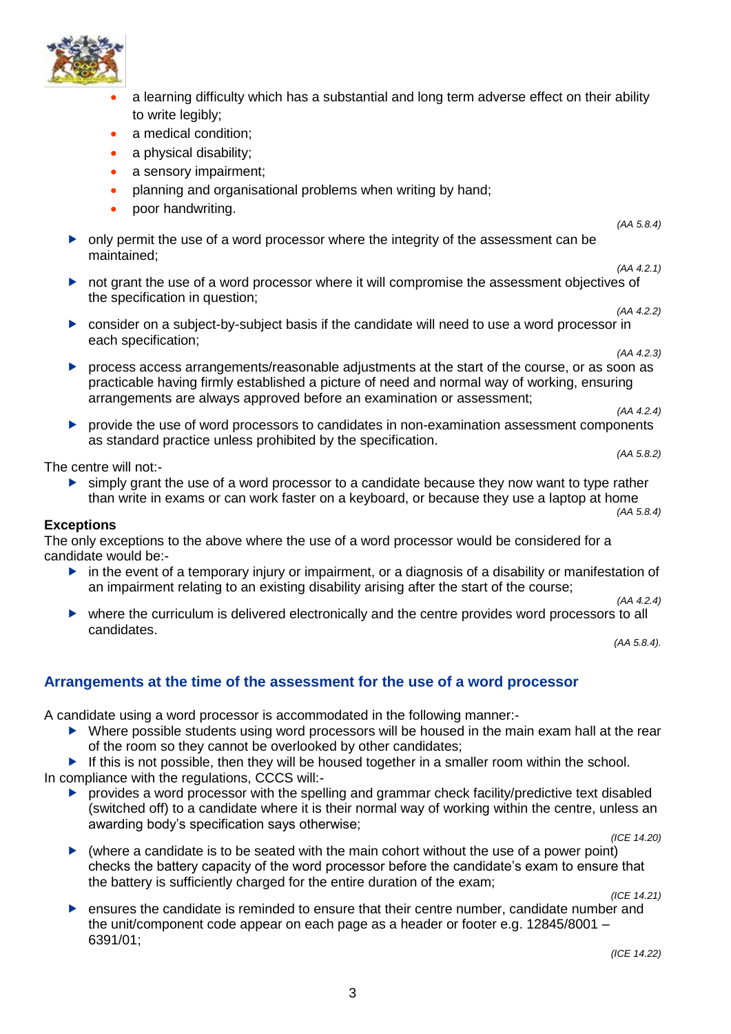- a learning difficulty which has a substantial and long term adverse effect on their ability to write legibly;
  - a medical condition;
  - a physical disability;
  - a sensory impairment;
  - planning and organisational problems when writing by hand;
  - poor handwriting.

*(AA 5.8.4)*

- only permit the use of a word processor where the integrity of the assessment can be maintained; *(AA 4.2.1)*
- not grant the use of a word processor where it will compromise the assessment objectives of the specification in question; *(AA 4.2.2)*
- consider on a subject-by-subject basis if the candidate will need to use a word processor in each specification; *(AA 4.2.3)*
- process access arrangements/reasonable adjustments at the start of the course, or as soon as practicable having firmly established a picture of need and normal way of working, ensuring arrangements are always approved before an examination or assessment; *(AA 4.2.4)*
- provide the use of word processors to candidates in non-examination assessment components as standard practice unless prohibited by the specification. *(AA 5.8.2)*

The centre will not:-

- simply grant the use of a word processor to a candidate because they now want to type rather than write in exams or can work faster on a keyboard, or because they use a laptop at home *(AA 5.8.4)*

**Exceptions**

The only exceptions to the above where the use of a word processor would be considered for a candidate would be:-

- in the event of a temporary injury or impairment, or a diagnosis of a disability or manifestation of an impairment relating to an existing disability arising after the start of the course; *(AA 4.2.4)*
- where the curriculum is delivered electronically and the centre provides word processors to all candidates. *(AA 5.8.4).*

## Arrangements at the time of the assessment for the use of a word processor

A candidate using a word processor is accommodated in the following manner:-

- Where possible students using word processors will be housed in the main exam hall at the rear of the room so they cannot be overlooked by other candidates;
- If this is not possible, then they will be housed together in a smaller room within the school.

In compliance with the regulations, CCCS will:-

- provides a word processor with the spelling and grammar check facility/predictive text disabled (switched off) to a candidate where it is their normal way of working within the centre, unless an awarding body's specification says otherwise; *(ICE 14.20)*
- (where a candidate is to be seated with the main cohort without the use of a power point) checks the battery capacity of the word processor before the candidate's exam to ensure that the battery is sufficiently charged for the entire duration of the exam; *(ICE 14.21)*
- ensures the candidate is reminded to ensure that their centre number, candidate number and the unit/component code appear on each page as a header or footer e.g. 12845/8001 – 6391/01; *(ICE 14.22)*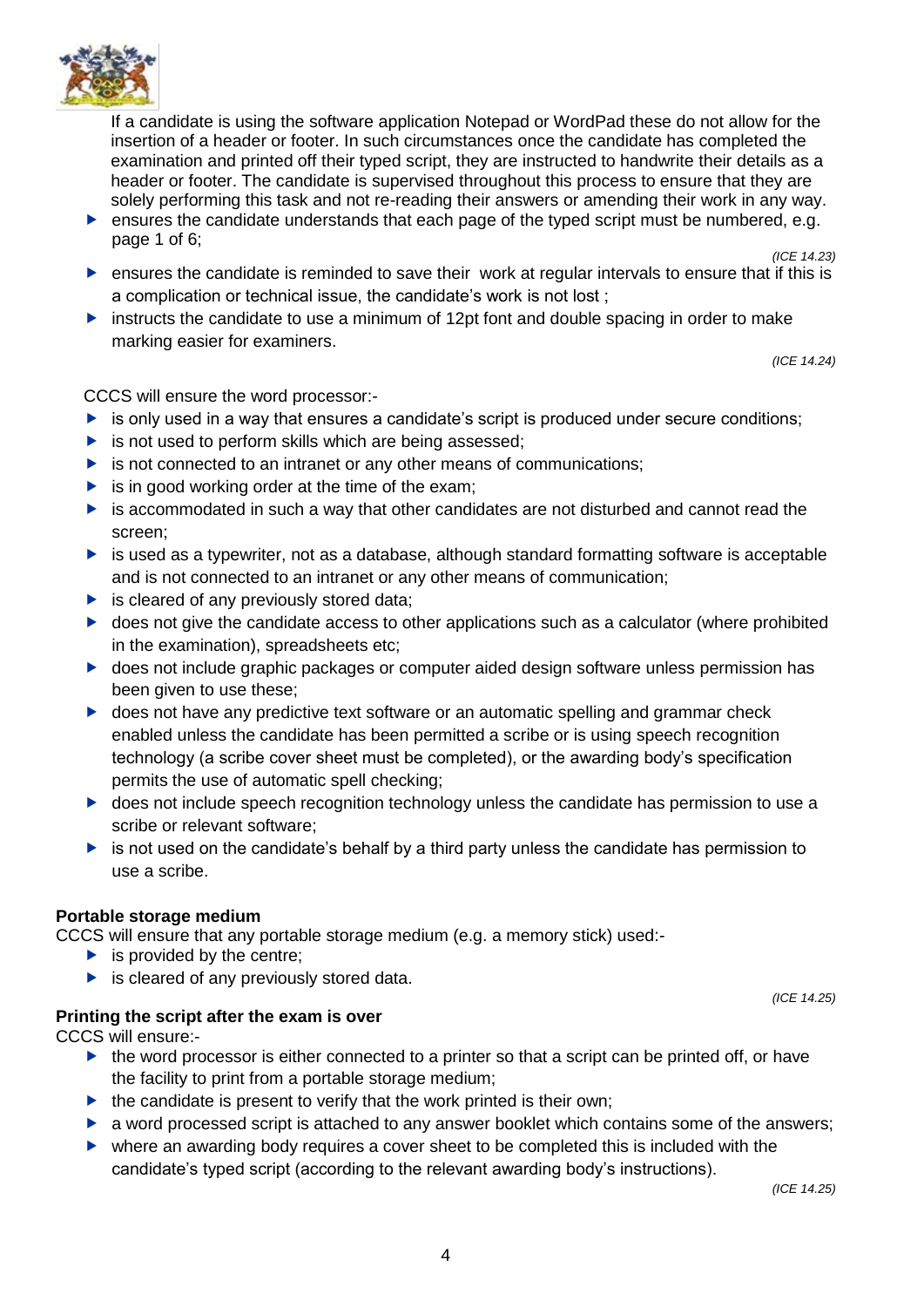If a candidate is using the software application Notepad or WordPad these do not allow for the insertion of a header or footer. In such circumstances once the candidate has completed the examination and printed off their typed script, they are instructed to handwrite their details as a header or footer. The candidate is supervised throughout this process to ensure that they are solely performing this task and not re-reading their answers or amending their work in any way.

- ensures the candidate understands that each page of the typed script must be numbered, e.g. page 1 of 6;

*(ICE 14.23)*

- ensures the candidate is reminded to save their work at regular intervals to ensure that if this is a complication or technical issue, the candidate's work is not lost ;
- instructs the candidate to use a minimum of 12pt font and double spacing in order to make marking easier for examiners.

*(ICE 14.24)*

CCCS will ensure the word processor:-

- is only used in a way that ensures a candidate's script is produced under secure conditions;
- is not used to perform skills which are being assessed;
- is not connected to an intranet or any other means of communications;
- is in good working order at the time of the exam;
- is accommodated in such a way that other candidates are not disturbed and cannot read the screen;
- is used as a typewriter, not as a database, although standard formatting software is acceptable and is not connected to an intranet or any other means of communication;
- is cleared of any previously stored data;
- does not give the candidate access to other applications such as a calculator (where prohibited in the examination), spreadsheets etc;
- does not include graphic packages or computer aided design software unless permission has been given to use these;
- does not have any predictive text software or an automatic spelling and grammar check enabled unless the candidate has been permitted a scribe or is using speech recognition technology (a scribe cover sheet must be completed), or the awarding body's specification permits the use of automatic spell checking;
- does not include speech recognition technology unless the candidate has permission to use a scribe or relevant software;
- is not used on the candidate's behalf by a third party unless the candidate has permission to use a scribe.

**Portable storage medium**

CCCS will ensure that any portable storage medium (e.g. a memory stick) used:-

- is provided by the centre;
- is cleared of any previously stored data.

*(ICE 14.25)*

**Printing the script after the exam is over**

CCCS will ensure:-

- the word processor is either connected to a printer so that a script can be printed off, or have the facility to print from a portable storage medium;
- the candidate is present to verify that the work printed is their own;
- a word processed script is attached to any answer booklet which contains some of the answers;
- where an awarding body requires a cover sheet to be completed this is included with the candidate's typed script (according to the relevant awarding body's instructions).

*(ICE 14.25)*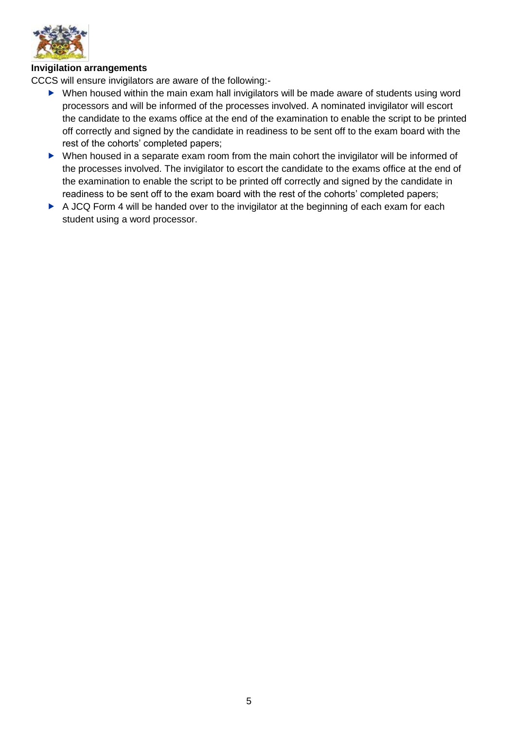**Invigilation arrangements**

CCCS will ensure invigilators are aware of the following:-

- When housed within the main exam hall invigilators will be made aware of students using word processors and will be informed of the processes involved. A nominated invigilator will escort the candidate to the exams office at the end of the examination to enable the script to be printed off correctly and signed by the candidate in readiness to be sent off to the exam board with the rest of the cohorts' completed papers;
- When housed in a separate exam room from the main cohort the invigilator will be informed of the processes involved. The invigilator to escort the candidate to the exams office at the end of the examination to enable the script to be printed off correctly and signed by the candidate in readiness to be sent off to the exam board with the rest of the cohorts' completed papers;
- A JCQ Form 4 will be handed over to the invigilator at the beginning of each exam for each student using a word processor.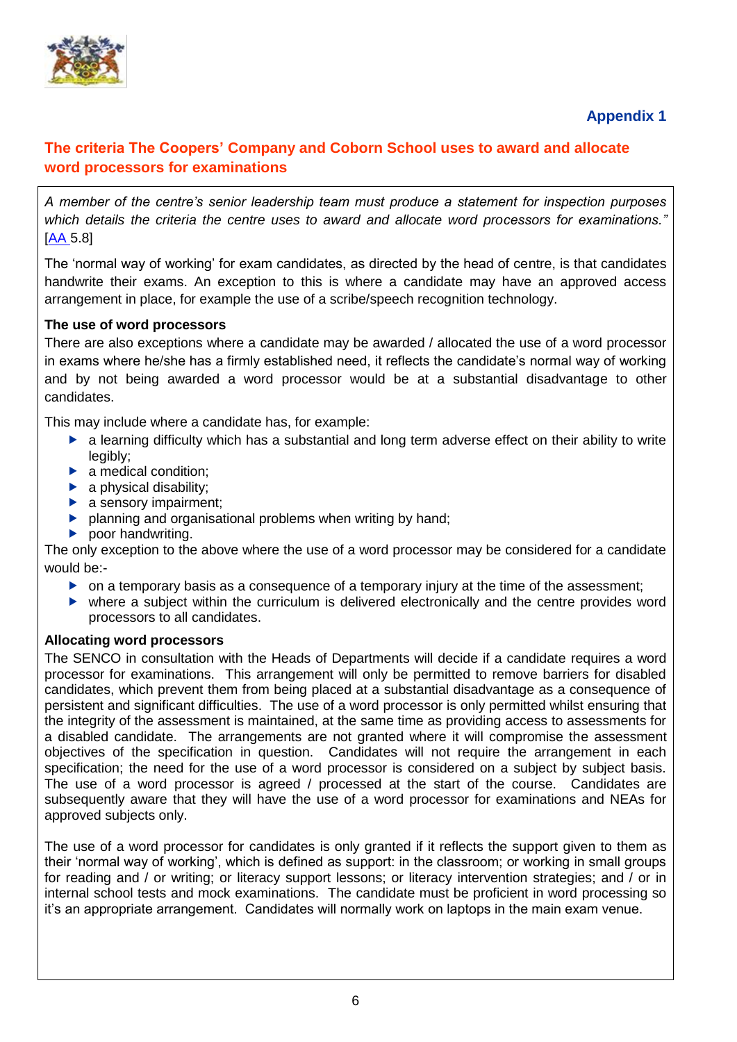**Appendix 1**

## The criteria The Coopers' Company and Coborn School uses to award and allocate word processors for examinations

*A member of the centre's senior leadership team must produce a statement for inspection purposes which details the criteria the centre uses to award and allocate word processors for examinations."* [AA 5.8]

The 'normal way of working' for exam candidates, as directed by the head of centre, is that candidates handwrite their exams. An exception to this is where a candidate may have an approved access arrangement in place, for example the use of a scribe/speech recognition technology.

**The use of word processors**

There are also exceptions where a candidate may be awarded / allocated the use of a word processor in exams where he/she has a firmly established need, it reflects the candidate's normal way of working and by not being awarded a word processor would be at a substantial disadvantage to other candidates.

This may include where a candidate has, for example:

- a learning difficulty which has a substantial and long term adverse effect on their ability to write legibly;
- a medical condition;
- a physical disability;
- a sensory impairment;
- planning and organisational problems when writing by hand;
- poor handwriting.

The only exception to the above where the use of a word processor may be considered for a candidate would be:-

- on a temporary basis as a consequence of a temporary injury at the time of the assessment;
- where a subject within the curriculum is delivered electronically and the centre provides word processors to all candidates.

**Allocating word processors**

The SENCO in consultation with the Heads of Departments will decide if a candidate requires a word processor for examinations. This arrangement will only be permitted to remove barriers for disabled candidates, which prevent them from being placed at a substantial disadvantage as a consequence of persistent and significant difficulties. The use of a word processor is only permitted whilst ensuring that the integrity of the assessment is maintained, at the same time as providing access to assessments for a disabled candidate. The arrangements are not granted where it will compromise the assessment objectives of the specification in question. Candidates will not require the arrangement in each specification; the need for the use of a word processor is considered on a subject by subject basis. The use of a word processor is agreed / processed at the start of the course. Candidates are subsequently aware that they will have the use of a word processor for examinations and NEAs for approved subjects only.

The use of a word processor for candidates is only granted if it reflects the support given to them as their 'normal way of working', which is defined as support: in the classroom; or working in small groups for reading and / or writing; or literacy support lessons; or literacy intervention strategies; and / or in internal school tests and mock examinations. The candidate must be proficient in word processing so it's an appropriate arrangement. Candidates will normally work on laptops in the main exam venue.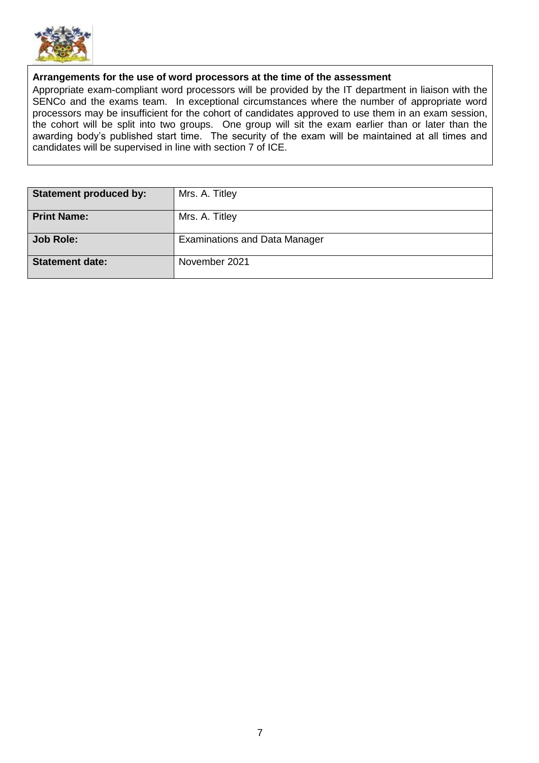**Arrangements for the use of word processors at the time of the assessment**

Appropriate exam-compliant word processors will be provided by the IT department in liaison with the SENCo and the exams team. In exceptional circumstances where the number of appropriate word processors may be insufficient for the cohort of candidates approved to use them in an exam session, the cohort will be split into two groups. One group will sit the exam earlier than or later than the awarding body's published start time. The security of the exam will be maintained at all times and candidates will be supervised in line with section 7 of ICE.

| | |
|---|---|
| **Statement produced by:** | Mrs. A. Titley |
| **Print Name:** | Mrs. A. Titley |
| **Job Role:** | Examinations and Data Manager |
| **Statement date:** | November 2021 |